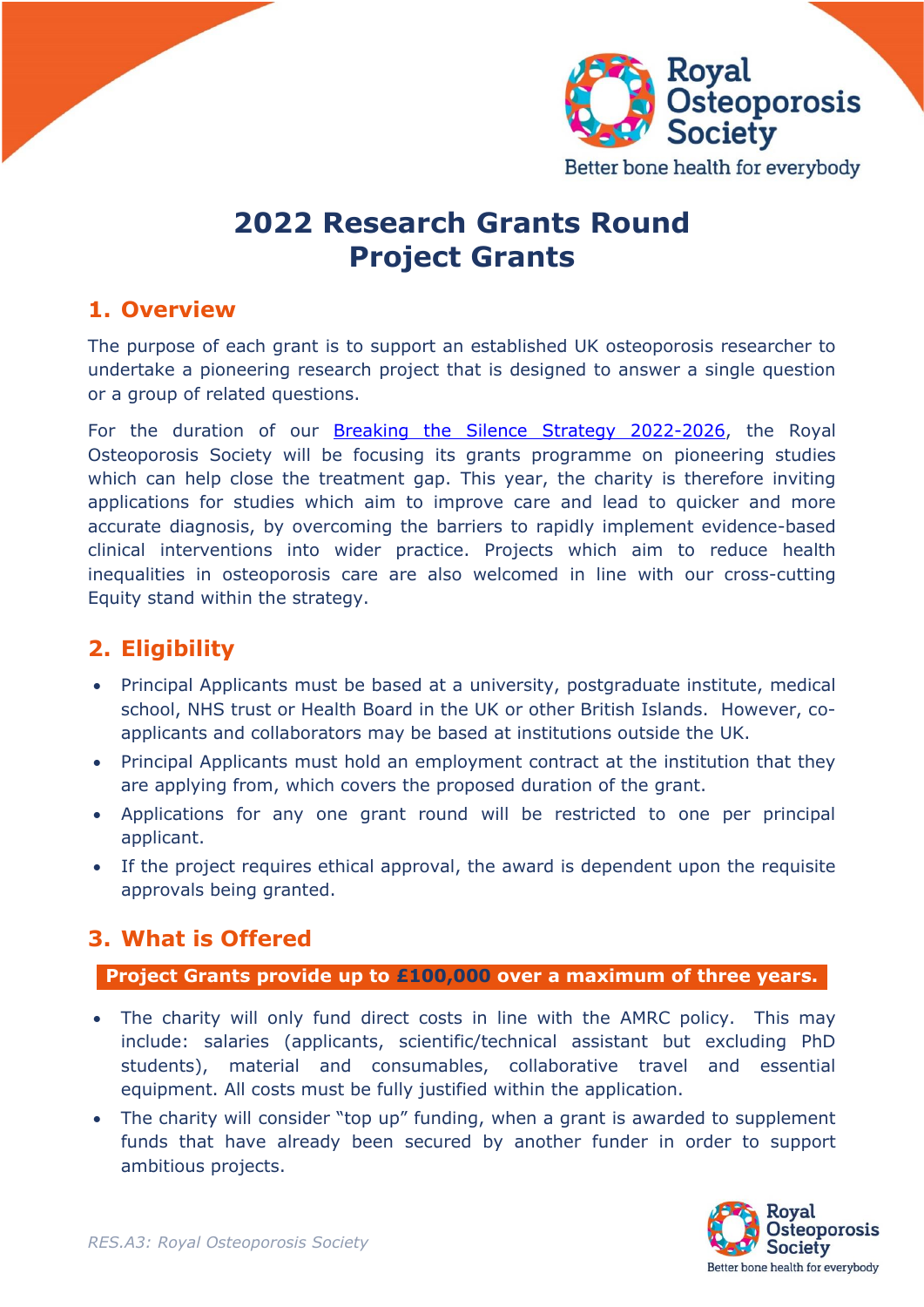# 2022 Research Grants Round
# Project Grants

## 1. Overview

The purpose of each grant is to support an established UK osteoporosis researcher to undertake a pioneering research project that is designed to answer a single question or a group of related questions.

For the duration of our [Breaking the Silence Strategy 2022-2026](), the Royal Osteoporosis Society will be focusing its grants programme on pioneering studies which can help close the treatment gap. This year, the charity is therefore inviting applications for studies which aim to improve care and lead to quicker and more accurate diagnosis, by overcoming the barriers to rapidly implement evidence-based clinical interventions into wider practice. Projects which aim to reduce health inequalities in osteoporosis care are also welcomed in line with our cross-cutting Equity stand within the strategy.

## 2. Eligibility

- Principal Applicants must be based at a university, postgraduate institute, medical school, NHS trust or Health Board in the UK or other British Islands. However, co-applicants and collaborators may be based at institutions outside the UK.
- Principal Applicants must hold an employment contract at the institution that they are applying from, which covers the proposed duration of the grant.
- Applications for any one grant round will be restricted to one per principal applicant.
- If the project requires ethical approval, the award is dependent upon the requisite approvals being granted.

## 3. What is Offered

**Project Grants provide up to £100,000 over a maximum of three years.**

- The charity will only fund direct costs in line with the AMRC policy. This may include: salaries (applicants, scientific/technical assistant but excluding PhD students), material and consumables, collaborative travel and essential equipment. All costs must be fully justified within the application.
- The charity will consider "top up" funding, when a grant is awarded to supplement funds that have already been secured by another funder in order to support ambitious projects.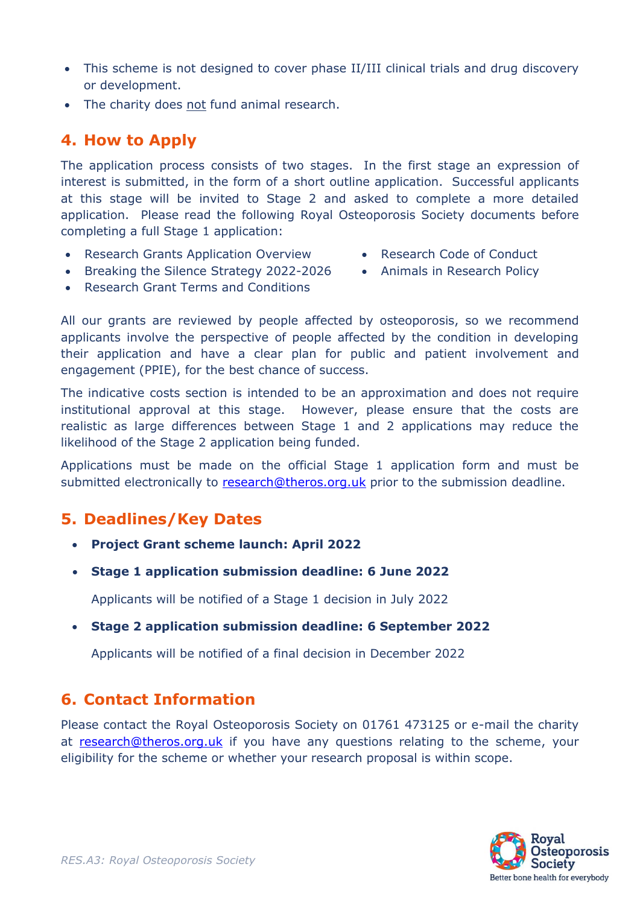- This scheme is not designed to cover phase II/III clinical trials and drug discovery or development.
- The charity does not fund animal research.

## 4. How to Apply

The application process consists of two stages. In the first stage an expression of interest is submitted, in the form of a short outline application. Successful applicants at this stage will be invited to Stage 2 and asked to complete a more detailed application. Please read the following Royal Osteoporosis Society documents before completing a full Stage 1 application:

- Research Grants Application Overview
- Breaking the Silence Strategy 2022-2026
- Research Grant Terms and Conditions
- Research Code of Conduct
- Animals in Research Policy

All our grants are reviewed by people affected by osteoporosis, so we recommend applicants involve the perspective of people affected by the condition in developing their application and have a clear plan for public and patient involvement and engagement (PPIE), for the best chance of success.

The indicative costs section is intended to be an approximation and does not require institutional approval at this stage. However, please ensure that the costs are realistic as large differences between Stage 1 and 2 applications may reduce the likelihood of the Stage 2 application being funded.

Applications must be made on the official Stage 1 application form and must be submitted electronically to research@theros.org.uk prior to the submission deadline.

## 5. Deadlines/Key Dates

- **Project Grant scheme launch: April 2022**
- **Stage 1 application submission deadline: 6 June 2022**

  Applicants will be notified of a Stage 1 decision in July 2022
- **Stage 2 application submission deadline: 6 September 2022**

  Applicants will be notified of a final decision in December 2022

## 6. Contact Information

Please contact the Royal Osteoporosis Society on 01761 473125 or e-mail the charity at research@theros.org.uk if you have any questions relating to the scheme, your eligibility for the scheme or whether your research proposal is within scope.